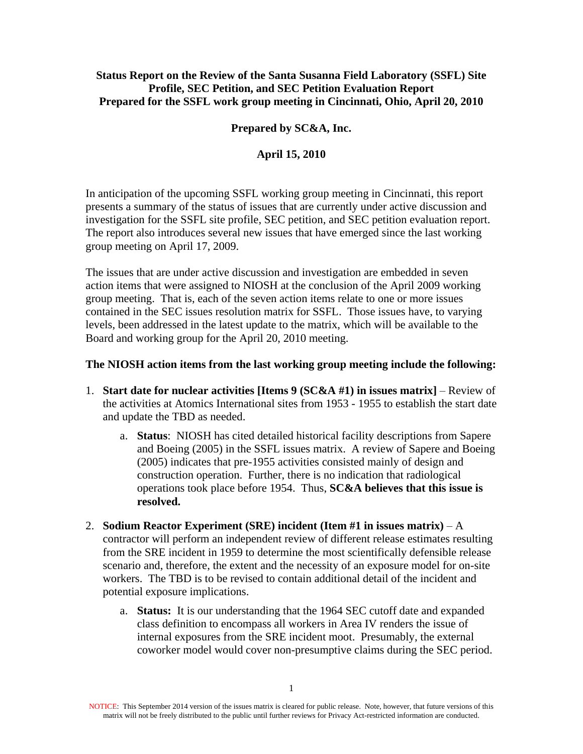**Status Report on the Review of the Santa Susanna Field Laboratory (SSFL) Site Profile, SEC Petition, and SEC Petition Evaluation Report**
**Prepared for the SSFL work group meeting in Cincinnati, Ohio, April 20, 2010**

**Prepared by SC&A, Inc.**

**April 15, 2010**

In anticipation of the upcoming SSFL working group meeting in Cincinnati, this report presents a summary of the status of issues that are currently under active discussion and investigation for the SSFL site profile, SEC petition, and SEC petition evaluation report. The report also introduces several new issues that have emerged since the last working group meeting on April 17, 2009.

The issues that are under active discussion and investigation are embedded in seven action items that were assigned to NIOSH at the conclusion of the April 2009 working group meeting. That is, each of the seven action items relate to one or more issues contained in the SEC issues resolution matrix for SSFL. Those issues have, to varying levels, been addressed in the latest update to the matrix, which will be available to the Board and working group for the April 20, 2010 meeting.

**The NIOSH action items from the last working group meeting include the following:**

1. **Start date for nuclear activities [Items 9 (SC&A #1) in issues matrix]** – Review of the activities at Atomics International sites from 1953 - 1955 to establish the start date and update the TBD as needed.
    a. **Status**: NIOSH has cited detailed historical facility descriptions from Sapere and Boeing (2005) in the SSFL issues matrix. A review of Sapere and Boeing (2005) indicates that pre-1955 activities consisted mainly of design and construction operation. Further, there is no indication that radiological operations took place before 1954. Thus, **SC&A believes that this issue is resolved.**

2. **Sodium Reactor Experiment (SRE) incident (Item #1 in issues matrix)** – A contractor will perform an independent review of different release estimates resulting from the SRE incident in 1959 to determine the most scientifically defensible release scenario and, therefore, the extent and the necessity of an exposure model for on-site workers. The TBD is to be revised to contain additional detail of the incident and potential exposure implications.
    a. **Status:** It is our understanding that the 1964 SEC cutoff date and expanded class definition to encompass all workers in Area IV renders the issue of internal exposures from the SRE incident moot. Presumably, the external coworker model would cover non-presumptive claims during the SEC period.

NOTICE: This September 2014 version of the issues matrix is cleared for public release. Note, however, that future versions of this matrix will not be freely distributed to the public until further reviews for Privacy Act-restricted information are conducted.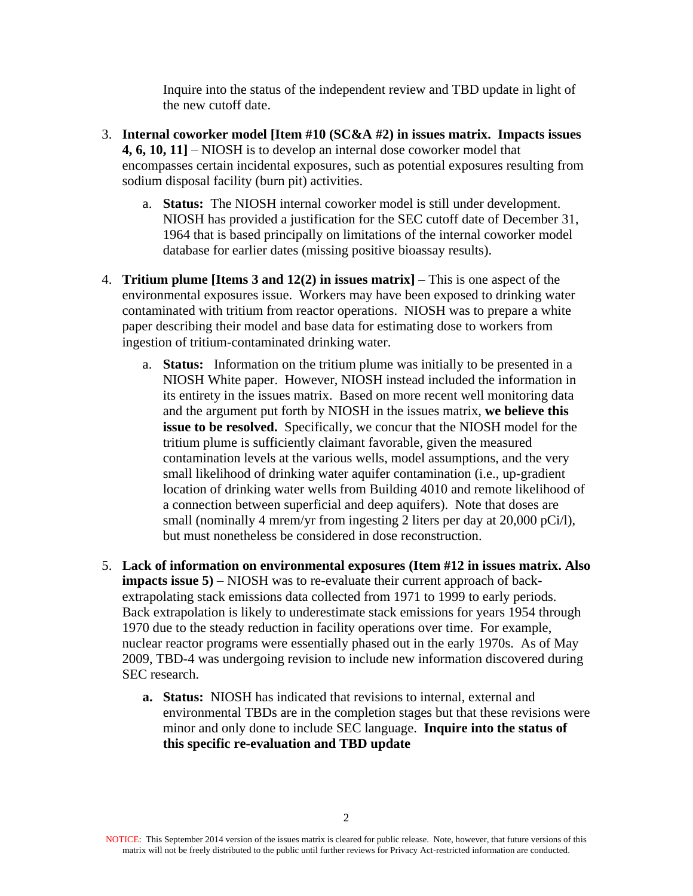Inquire into the status of the independent review and TBD update in light of the new cutoff date.

3. **Internal coworker model [Item #10 (SC&A #2) in issues matrix. Impacts issues 4, 6, 10, 11]** – NIOSH is to develop an internal dose coworker model that encompasses certain incidental exposures, such as potential exposures resulting from sodium disposal facility (burn pit) activities.

    a. **Status:** The NIOSH internal coworker model is still under development. NIOSH has provided a justification for the SEC cutoff date of December 31, 1964 that is based principally on limitations of the internal coworker model database for earlier dates (missing positive bioassay results).

4. **Tritium plume [Items 3 and 12(2) in issues matrix]** – This is one aspect of the environmental exposures issue. Workers may have been exposed to drinking water contaminated with tritium from reactor operations. NIOSH was to prepare a white paper describing their model and base data for estimating dose to workers from ingestion of tritium-contaminated drinking water.

    a. **Status:** Information on the tritium plume was initially to be presented in a NIOSH White paper. However, NIOSH instead included the information in its entirety in the issues matrix. Based on more recent well monitoring data and the argument put forth by NIOSH in the issues matrix, **we believe this issue to be resolved.** Specifically, we concur that the NIOSH model for the tritium plume is sufficiently claimant favorable, given the measured contamination levels at the various wells, model assumptions, and the very small likelihood of drinking water aquifer contamination (i.e., up-gradient location of drinking water wells from Building 4010 and remote likelihood of a connection between superficial and deep aquifers). Note that doses are small (nominally 4 mrem/yr from ingesting 2 liters per day at 20,000 pCi/l), but must nonetheless be considered in dose reconstruction.

5. **Lack of information on environmental exposures (Item #12 in issues matrix. Also impacts issue 5)** – NIOSH was to re-evaluate their current approach of back-extrapolating stack emissions data collected from 1971 to 1999 to early periods. Back extrapolation is likely to underestimate stack emissions for years 1954 through 1970 due to the steady reduction in facility operations over time. For example, nuclear reactor programs were essentially phased out in the early 1970s. As of May 2009, TBD-4 was undergoing revision to include new information discovered during SEC research.

    **a. Status:** NIOSH has indicated that revisions to internal, external and environmental TBDs are in the completion stages but that these revisions were minor and only done to include SEC language. **Inquire into the status of this specific re-evaluation and TBD update**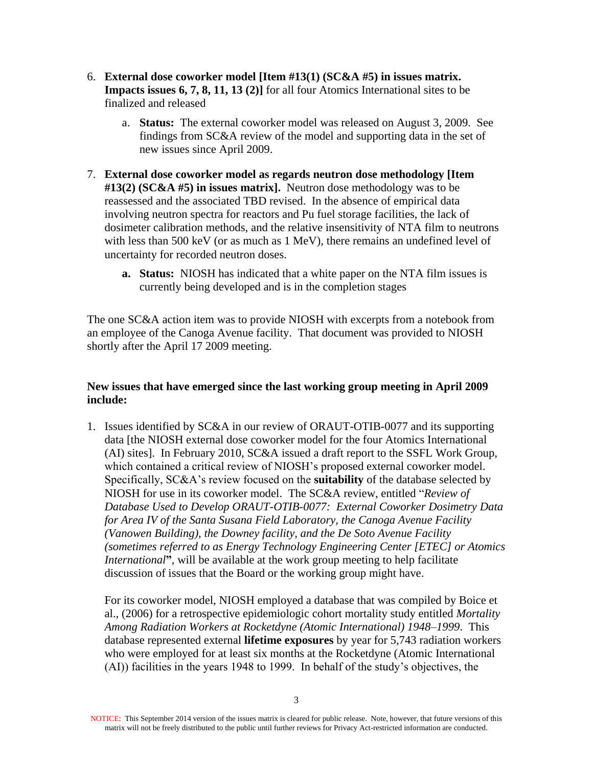6. **External dose coworker model [Item #13(1) (SC&A #5) in issues matrix. Impacts issues 6, 7, 8, 11, 13 (2)]** for all four Atomics International sites to be finalized and released

   a. **Status:** The external coworker model was released on August 3, 2009. See findings from SC&A review of the model and supporting data in the set of new issues since April 2009.

7. **External dose coworker model as regards neutron dose methodology [Item #13(2) (SC&A #5) in issues matrix].** Neutron dose methodology was to be reassessed and the associated TBD revised. In the absence of empirical data involving neutron spectra for reactors and Pu fuel storage facilities, the lack of dosimeter calibration methods, and the relative insensitivity of NTA film to neutrons with less than 500 keV (or as much as 1 MeV), there remains an undefined level of uncertainty for recorded neutron doses.

   **a. Status:** NIOSH has indicated that a white paper on the NTA film issues is currently being developed and is in the completion stages

The one SC&A action item was to provide NIOSH with excerpts from a notebook from an employee of the Canoga Avenue facility. That document was provided to NIOSH shortly after the April 17 2009 meeting.

**New issues that have emerged since the last working group meeting in April 2009 include:**

1. Issues identified by SC&A in our review of ORAUT-OTIB-0077 and its supporting data [the NIOSH external dose coworker model for the four Atomics International (AI) sites]. In February 2010, SC&A issued a draft report to the SSFL Work Group, which contained a critical review of NIOSH's proposed external coworker model. Specifically, SC&A's review focused on the **suitability** of the database selected by NIOSH for use in its coworker model. The SC&A review, entitled "*Review of Database Used to Develop ORAUT-OTIB-0077: External Coworker Dosimetry Data for Area IV of the Santa Susana Field Laboratory, the Canoga Avenue Facility (Vanowen Building), the Downey facility, and the De Soto Avenue Facility (sometimes referred to as Energy Technology Engineering Center [ETEC] or Atomics International*", will be available at the work group meeting to help facilitate discussion of issues that the Board or the working group might have.

   For its coworker model, NIOSH employed a database that was compiled by Boice et al., (2006) for a retrospective epidemiologic cohort mortality study entitled *Mortality Among Radiation Workers at Rocketdyne (Atomic International) 1948–1999*. This database represented external **lifetime exposures** by year for 5,743 radiation workers who were employed for at least six months at the Rocketdyne (Atomic International (AI)) facilities in the years 1948 to 1999. In behalf of the study's objectives, the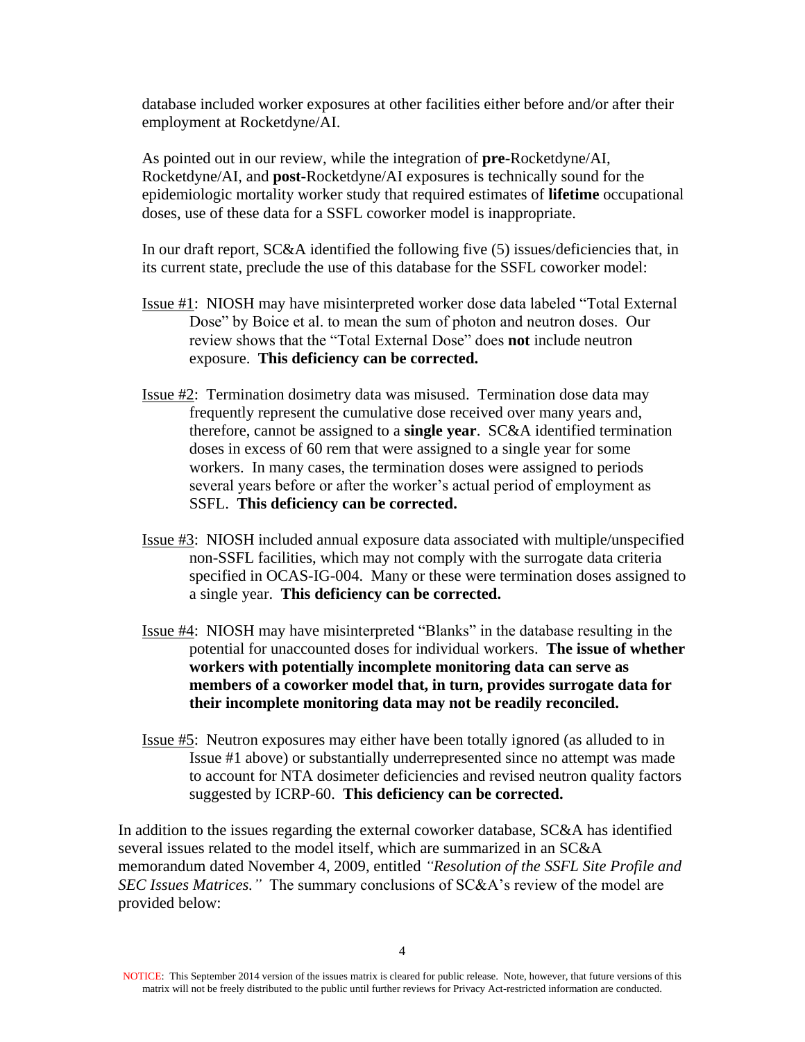database included worker exposures at other facilities either before and/or after their employment at Rocketdyne/AI.

As pointed out in our review, while the integration of **pre**-Rocketdyne/AI, Rocketdyne/AI, and **post**-Rocketdyne/AI exposures is technically sound for the epidemiologic mortality worker study that required estimates of **lifetime** occupational doses, use of these data for a SSFL coworker model is inappropriate.

In our draft report, SC&A identified the following five (5) issues/deficiencies that, in its current state, preclude the use of this database for the SSFL coworker model:

Issue #1: NIOSH may have misinterpreted worker dose data labeled "Total External Dose" by Boice et al. to mean the sum of photon and neutron doses. Our review shows that the "Total External Dose" does **not** include neutron exposure. **This deficiency can be corrected.**

Issue #2: Termination dosimetry data was misused. Termination dose data may frequently represent the cumulative dose received over many years and, therefore, cannot be assigned to a **single year**. SC&A identified termination doses in excess of 60 rem that were assigned to a single year for some workers. In many cases, the termination doses were assigned to periods several years before or after the worker's actual period of employment as SSFL. **This deficiency can be corrected.**

Issue #3: NIOSH included annual exposure data associated with multiple/unspecified non-SSFL facilities, which may not comply with the surrogate data criteria specified in OCAS-IG-004. Many or these were termination doses assigned to a single year. **This deficiency can be corrected.**

Issue #4: NIOSH may have misinterpreted "Blanks" in the database resulting in the potential for unaccounted doses for individual workers. **The issue of whether workers with potentially incomplete monitoring data can serve as members of a coworker model that, in turn, provides surrogate data for their incomplete monitoring data may not be readily reconciled.**

Issue #5: Neutron exposures may either have been totally ignored (as alluded to in Issue #1 above) or substantially underrepresented since no attempt was made to account for NTA dosimeter deficiencies and revised neutron quality factors suggested by ICRP-60. **This deficiency can be corrected.**

In addition to the issues regarding the external coworker database, SC&A has identified several issues related to the model itself, which are summarized in an SC&A memorandum dated November 4, 2009, entitled *"Resolution of the SSFL Site Profile and SEC Issues Matrices."* The summary conclusions of SC&A's review of the model are provided below: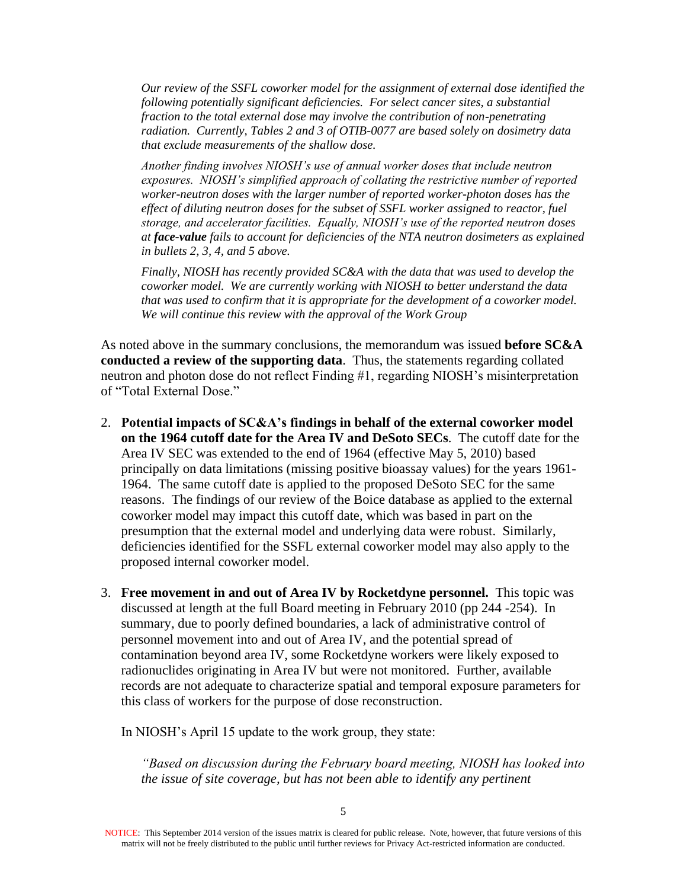*Our review of the SSFL coworker model for the assignment of external dose identified the following potentially significant deficiencies. For select cancer sites, a substantial fraction to the total external dose may involve the contribution of non-penetrating radiation. Currently, Tables 2 and 3 of OTIB-0077 are based solely on dosimetry data that exclude measurements of the shallow dose.*

*Another finding involves NIOSH's use of annual worker doses that include neutron exposures. NIOSH's simplified approach of collating the restrictive number of reported worker-neutron doses with the larger number of reported worker-photon doses has the effect of diluting neutron doses for the subset of SSFL worker assigned to reactor, fuel storage, and accelerator facilities. Equally, NIOSH's use of the reported neutron doses at **face-value** fails to account for deficiencies of the NTA neutron dosimeters as explained in bullets 2, 3, 4, and 5 above.*

*Finally, NIOSH has recently provided SC&A with the data that was used to develop the coworker model. We are currently working with NIOSH to better understand the data that was used to confirm that it is appropriate for the development of a coworker model. We will continue this review with the approval of the Work Group*

As noted above in the summary conclusions, the memorandum was issued **before SC&A conducted a review of the supporting data**. Thus, the statements regarding collated neutron and photon dose do not reflect Finding #1, regarding NIOSH's misinterpretation of "Total External Dose."

2. **Potential impacts of SC&A's findings in behalf of the external coworker model on the 1964 cutoff date for the Area IV and DeSoto SECs**. The cutoff date for the Area IV SEC was extended to the end of 1964 (effective May 5, 2010) based principally on data limitations (missing positive bioassay values) for the years 1961-1964. The same cutoff date is applied to the proposed DeSoto SEC for the same reasons. The findings of our review of the Boice database as applied to the external coworker model may impact this cutoff date, which was based in part on the presumption that the external model and underlying data were robust. Similarly, deficiencies identified for the SSFL external coworker model may also apply to the proposed internal coworker model.

3. **Free movement in and out of Area IV by Rocketdyne personnel.** This topic was discussed at length at the full Board meeting in February 2010 (pp 244 -254). In summary, due to poorly defined boundaries, a lack of administrative control of personnel movement into and out of Area IV, and the potential spread of contamination beyond area IV, some Rocketdyne workers were likely exposed to radionuclides originating in Area IV but were not monitored. Further, available records are not adequate to characterize spatial and temporal exposure parameters for this class of workers for the purpose of dose reconstruction.

   In NIOSH's April 15 update to the work group, they state:

   *"Based on discussion during the February board meeting, NIOSH has looked into the issue of site coverage, but has not been able to identify any pertinent*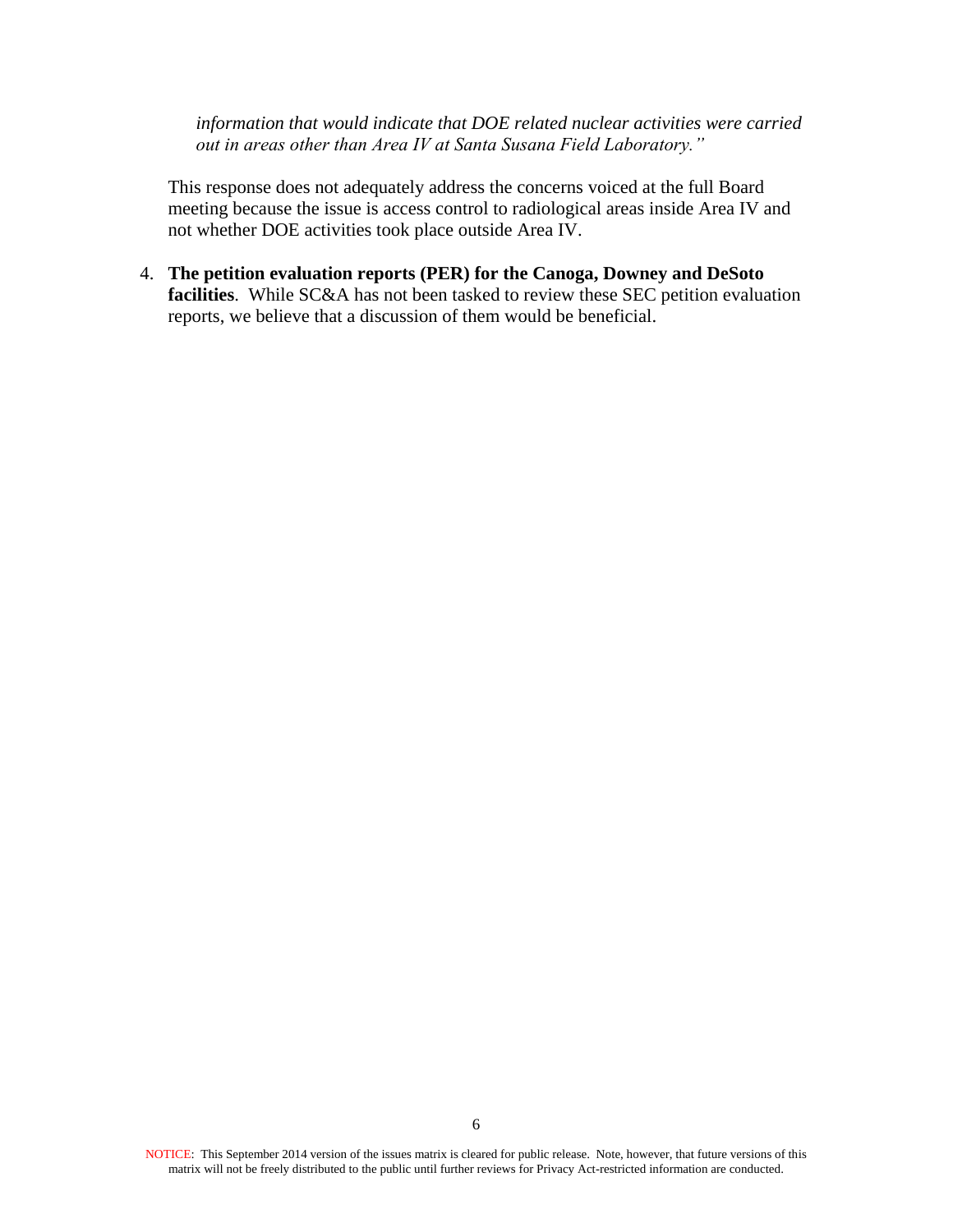*information that would indicate that DOE related nuclear activities were carried out in areas other than Area IV at Santa Susana Field Laboratory."*

This response does not adequately address the concerns voiced at the full Board meeting because the issue is access control to radiological areas inside Area IV and not whether DOE activities took place outside Area IV.

4. **The petition evaluation reports (PER) for the Canoga, Downey and DeSoto facilities**. While SC&A has not been tasked to review these SEC petition evaluation reports, we believe that a discussion of them would be beneficial.

NOTICE: This September 2014 version of the issues matrix is cleared for public release. Note, however, that future versions of this matrix will not be freely distributed to the public until further reviews for Privacy Act-restricted information are conducted.